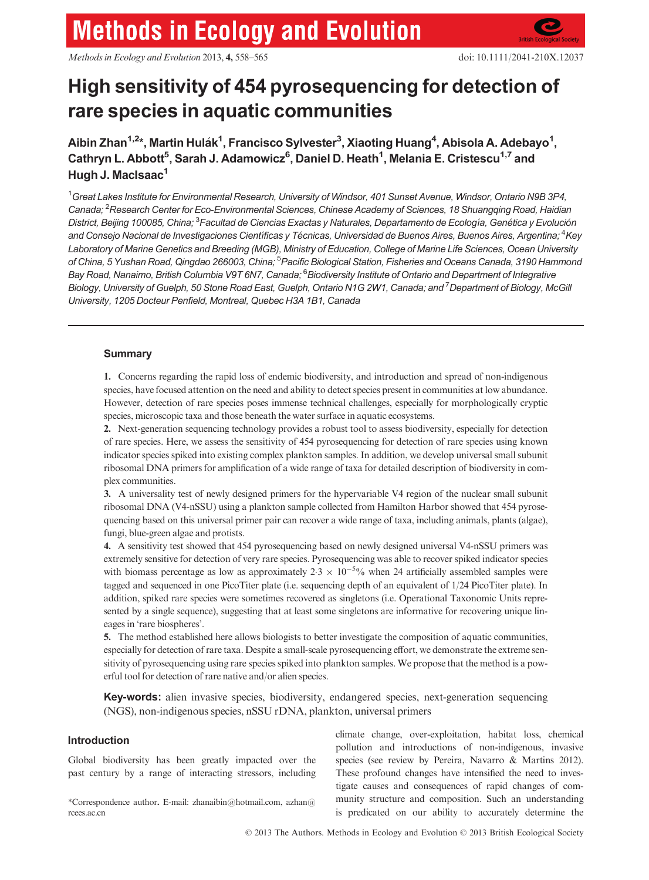# High sensitivity of 454 pyrosequencing for detection of rare species in aquatic communities

**Aibin Zhan[1,2]\*, Martin Hulák[1], Francisco Sylvester[3], Xiaoting Huang[4], Abisola A. Adebayo[1], Cathryn L. Abbott[5], Sarah J. Adamowicz[6], Daniel D. Heath[1], Melania E. Cristescu[1,7] and Hugh J. MacIsaac[1]**

*[1]Great Lakes Institute for Environmental Research, University of Windsor, 401 Sunset Avenue, Windsor, Ontario N9B 3P4, Canada; [2]Research Center for Eco-Environmental Sciences, Chinese Academy of Sciences, 18 Shuangqing Road, Haidian District, Beijing 100085, China; [3]Facultad de Ciencias Exactas y Naturales, Departamento de Ecología, Genética y Evolución and Consejo Nacional de Investigaciones Científicas y Técnicas, Universidad de Buenos Aires, Buenos Aires, Argentina; [4]Key Laboratory of Marine Genetics and Breeding (MGB), Ministry of Education, College of Marine Life Sciences, Ocean University of China, 5 Yushan Road, Qingdao 266003, China; [5]Pacific Biological Station, Fisheries and Oceans Canada, 3190 Hammond Bay Road, Nanaimo, British Columbia V9T 6N7, Canada; [6]Biodiversity Institute of Ontario and Department of Integrative Biology, University of Guelph, 50 Stone Road East, Guelph, Ontario N1G 2W1, Canada; and [7]Department of Biology, McGill University, 1205 Docteur Penfield, Montreal, Quebec H3A 1B1, Canada*

## Summary

**1.** Concerns regarding the rapid loss of endemic biodiversity, and introduction and spread of non-indigenous species, have focused attention on the need and ability to detect species present in communities at low abundance. However, detection of rare species poses immense technical challenges, especially for morphologically cryptic species, microscopic taxa and those beneath the water surface in aquatic ecosystems.

**2.** Next-generation sequencing technology provides a robust tool to assess biodiversity, especially for detection of rare species. Here, we assess the sensitivity of 454 pyrosequencing for detection of rare species using known indicator species spiked into existing complex plankton samples. In addition, we develop universal small subunit ribosomal DNA primers for amplification of a wide range of taxa for detailed description of biodiversity in complex communities.

**3.** A universality test of newly designed primers for the hypervariable V4 region of the nuclear small subunit ribosomal DNA (V4-nSSU) using a plankton sample collected from Hamilton Harbor showed that 454 pyrosequencing based on this universal primer pair can recover a wide range of taxa, including animals, plants (algae), fungi, blue-green algae and protists.

**4.** A sensitivity test showed that 454 pyrosequencing based on newly designed universal V4-nSSU primers was extremely sensitive for detection of very rare species. Pyrosequencing was able to recover spiked indicator species with biomass percentage as low as approximately $2{\cdot}3 \times 10^{-5}$% when 24 artificially assembled samples were tagged and sequenced in one PicoTiter plate (i.e. sequencing depth of an equivalent of 1/24 PicoTiter plate). In addition, spiked rare species were sometimes recovered as singletons (i.e. Operational Taxonomic Units represented by a single sequence), suggesting that at least some singletons are informative for recovering unique lineages in 'rare biospheres'.

**5.** The method established here allows biologists to better investigate the composition of aquatic communities, especially for detection of rare taxa. Despite a small-scale pyrosequencing effort, we demonstrate the extreme sensitivity of pyrosequencing using rare species spiked into plankton samples. We propose that the method is a powerful tool for detection of rare native and/or alien species.

**Key-words:** alien invasive species, biodiversity, endangered species, next-generation sequencing (NGS), non-indigenous species, nSSU rDNA, plankton, universal primers

## Introduction

Global biodiversity has been greatly impacted over the past century by a range of interacting stressors, including climate change, over-exploitation, habitat loss, chemical pollution and introductions of non-indigenous, invasive species (see review by Pereira, Navarro & Martins 2012). These profound changes have intensified the need to investigate causes and consequences of rapid changes of community structure and composition. Such an understanding is predicated on our ability to accurately determine the

\*Correspondence author. E-mail: zhanaibin@hotmail.com, azhan@rcees.ac.cn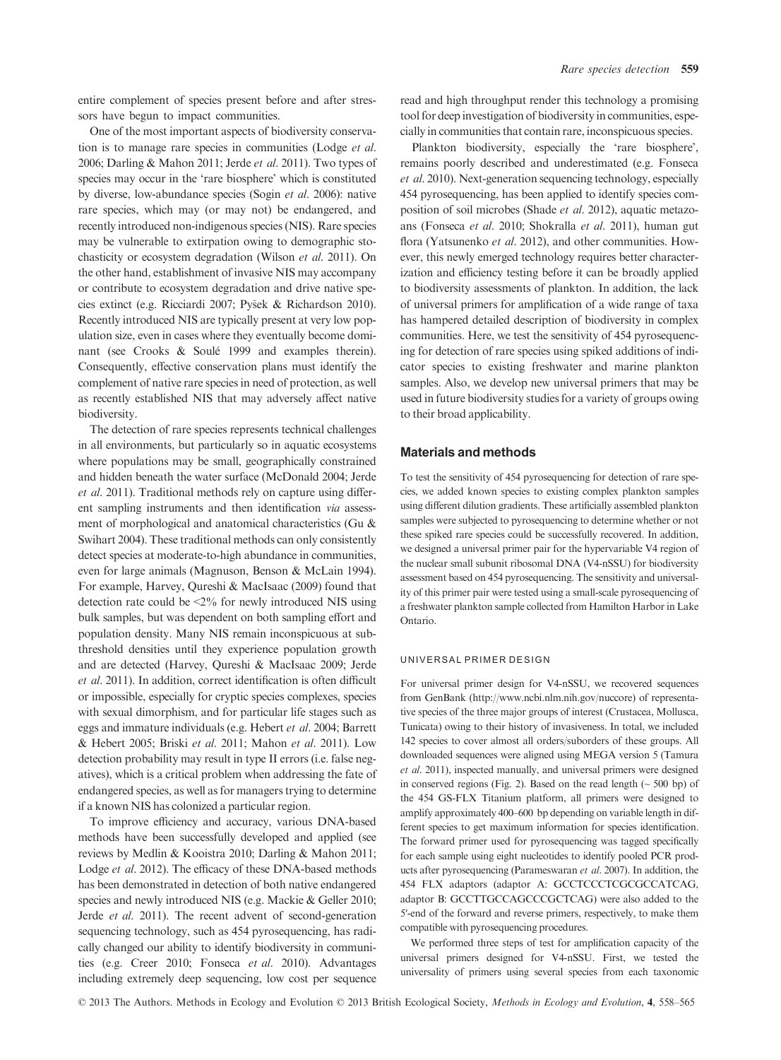entire complement of species present before and after stressors have begun to impact communities.

One of the most important aspects of biodiversity conservation is to manage rare species in communities (Lodge *et al.* 2006; Darling & Mahon 2011; Jerde *et al.* 2011). Two types of species may occur in the 'rare biosphere' which is constituted by diverse, low-abundance species (Sogin *et al.* 2006): native rare species, which may (or may not) be endangered, and recently introduced non-indigenous species (NIS). Rare species may be vulnerable to extirpation owing to demographic stochasticity or ecosystem degradation (Wilson *et al.* 2011). On the other hand, establishment of invasive NIS may accompany or contribute to ecosystem degradation and drive native species extinct (e.g. Ricciardi 2007; Pyšek & Richardson 2010). Recently introduced NIS are typically present at very low population size, even in cases where they eventually become dominant (see Crooks & Soulé 1999 and examples therein). Consequently, effective conservation plans must identify the complement of native rare species in need of protection, as well as recently established NIS that may adversely affect native biodiversity.

The detection of rare species represents technical challenges in all environments, but particularly so in aquatic ecosystems where populations may be small, geographically constrained and hidden beneath the water surface (McDonald 2004; Jerde *et al.* 2011). Traditional methods rely on capture using different sampling instruments and then identification *via* assessment of morphological and anatomical characteristics (Gu & Swihart 2004). These traditional methods can only consistently detect species at moderate-to-high abundance in communities, even for large animals (Magnuson, Benson & McLain 1994). For example, Harvey, Qureshi & MacIsaac (2009) found that detection rate could be <2% for newly introduced NIS using bulk samples, but was dependent on both sampling effort and population density. Many NIS remain inconspicuous at sub-threshold densities until they experience population growth and are detected (Harvey, Qureshi & MacIsaac 2009; Jerde *et al.* 2011). In addition, correct identification is often difficult or impossible, especially for cryptic species complexes, species with sexual dimorphism, and for particular life stages such as eggs and immature individuals (e.g. Hebert *et al.* 2004; Barrett & Hebert 2005; Briski *et al.* 2011; Mahon *et al.* 2011). Low detection probability may result in type II errors (i.e. false negatives), which is a critical problem when addressing the fate of endangered species, as well as for managers trying to determine if a known NIS has colonized a particular region.

To improve efficiency and accuracy, various DNA-based methods have been successfully developed and applied (see reviews by Medlin & Kooistra 2010; Darling & Mahon 2011; Lodge *et al.* 2012). The efficacy of these DNA-based methods has been demonstrated in detection of both native endangered species and newly introduced NIS (e.g. Mackie & Geller 2010; Jerde *et al.* 2011). The recent advent of second-generation sequencing technology, such as 454 pyrosequencing, has radically changed our ability to identify biodiversity in communities (e.g. Creer 2010; Fonseca *et al.* 2010). Advantages including extremely deep sequencing, low cost per sequence read and high throughput render this technology a promising tool for deep investigation of biodiversity in communities, especially in communities that contain rare, inconspicuous species.

Plankton biodiversity, especially the 'rare biosphere', remains poorly described and underestimated (e.g. Fonseca *et al.* 2010). Next-generation sequencing technology, especially 454 pyrosequencing, has been applied to identify species composition of soil microbes (Shade *et al.* 2012), aquatic metazoans (Fonseca *et al.* 2010; Shokralla *et al.* 2011), human gut flora (Yatsunenko *et al.* 2012), and other communities. However, this newly emerged technology requires better characterization and efficiency testing before it can be broadly applied to biodiversity assessments of plankton. In addition, the lack of universal primers for amplification of a wide range of taxa has hampered detailed description of biodiversity in complex communities. Here, we test the sensitivity of 454 pyrosequencing for detection of rare species using spiked additions of indicator species to existing freshwater and marine plankton samples. Also, we develop new universal primers that may be used in future biodiversity studies for a variety of groups owing to their broad applicability.

## Materials and methods

To test the sensitivity of 454 pyrosequencing for detection of rare species, we added known species to existing complex plankton samples using different dilution gradients. These artificially assembled plankton samples were subjected to pyrosequencing to determine whether or not these spiked rare species could be successfully recovered. In addition, we designed a universal primer pair for the hypervariable V4 region of the nuclear small subunit ribosomal DNA (V4-nSSU) for biodiversity assessment based on 454 pyrosequencing. The sensitivity and universality of this primer pair were tested using a small-scale pyrosequencing of a freshwater plankton sample collected from Hamilton Harbor in Lake Ontario.

### UNIVERSAL PRIMER DESIGN

For universal primer design for V4-nSSU, we recovered sequences from GenBank (http://www.ncbi.nlm.nih.gov/nuccore) of representative species of the three major groups of interest (Crustacea, Mollusca, Tunicata) owing to their history of invasiveness. In total, we included 142 species to cover almost all orders/suborders of these groups. All downloaded sequences were aligned using MEGA version 5 (Tamura *et al.* 2011), inspected manually, and universal primers were designed in conserved regions (Fig. 2). Based on the read length (~ 500 bp) of the 454 GS-FLX Titanium platform, all primers were designed to amplify approximately 400–600 bp depending on variable length in different species to get maximum information for species identification. The forward primer used for pyrosequencing was tagged specifically for each sample using eight nucleotides to identify pooled PCR products after pyrosequencing (Parameswaran *et al.* 2007). In addition, the 454 FLX adaptors (adaptor A: GCCTCCCTCGCGCCATCAG, adaptor B: GCCTTGCCAGCCCGCTCAG) were also added to the 5′-end of the forward and reverse primers, respectively, to make them compatible with pyrosequencing procedures.

We performed three steps of test for amplification capacity of the universal primers designed for V4-nSSU. First, we tested the universality of primers using several species from each taxonomic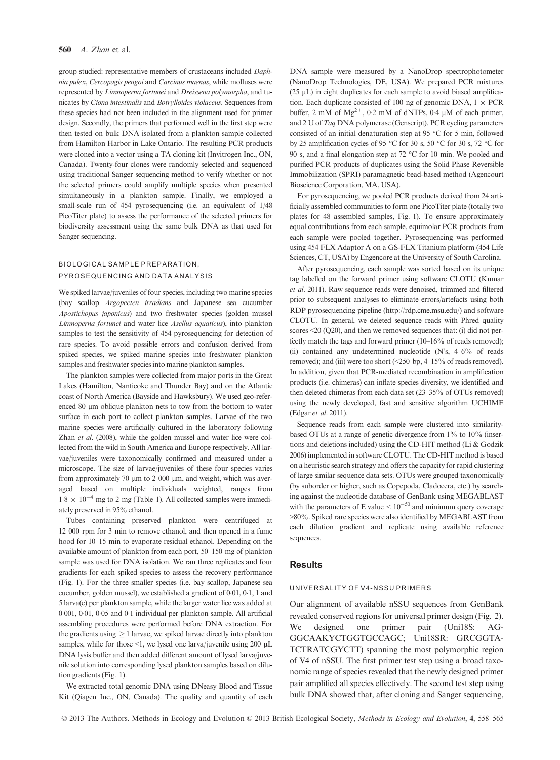group studied: representative members of crustaceans included *Daphnia pulex*, *Cercopagis pengoi* and *Carcinus maenas*, while molluscs were represented by *Limnoperna fortunei* and *Dreissena polymorpha*, and tunicates by *Ciona intestinalis* and *Botrylloides violaceus*. Sequences from these species had not been included in the alignment used for primer design. Secondly, the primers that performed well in the first step were then tested on bulk DNA isolated from a plankton sample collected from Hamilton Harbor in Lake Ontario. The resulting PCR products were cloned into a vector using a TA cloning kit (Invitrogen Inc., ON, Canada). Twenty-four clones were randomly selected and sequenced using traditional Sanger sequencing method to verify whether or not the selected primers could amplify multiple species when presented simultaneously in a plankton sample. Finally, we employed a small-scale run of 454 pyrosequencing (i.e. an equivalent of 1/48 PicoTiter plate) to assess the performance of the selected primers for biodiversity assessment using the same bulk DNA as that used for Sanger sequencing.

### BIOLOGICAL SAMPLE PREPARATION, PYROSEQUENCING AND DATA ANALYSIS

We spiked larvae/juveniles of four species, including two marine species (bay scallop *Argopecten irradians* and Japanese sea cucumber *Apostichopus japonicus*) and two freshwater species (golden mussel *Limnoperna fortunei* and water lice *Asellus aquaticus*), into plankton samples to test the sensitivity of 454 pyrosequencing for detection of rare species. To avoid possible errors and confusion derived from spiked species, we spiked marine species into freshwater plankton samples and freshwater species into marine plankton samples.

The plankton samples were collected from major ports in the Great Lakes (Hamilton, Nanticoke and Thunder Bay) and on the Atlantic coast of North America (Bayside and Hawksbury). We used geo-referenced 80 μm oblique plankton nets to tow from the bottom to water surface in each port to collect plankton samples. Larvae of the two marine species were artificially cultured in the laboratory following Zhan *et al.* (2008), while the golden mussel and water lice were collected from the wild in South America and Europe respectively. All larvae/juveniles were taxonomically confirmed and measured under a microscope. The size of larvae/juveniles of these four species varies from approximately 70 μm to 2 000 μm, and weight, which was averaged based on multiple individuals weighted, ranges from $1{\cdot}8 \times 10^{-4}$ mg to 2 mg (Table 1). All collected samples were immediately preserved in 95% ethanol.

Tubes containing preserved plankton were centrifuged at 12 000 rpm for 3 min to remove ethanol, and then opened in a fume hood for 10–15 min to evaporate residual ethanol. Depending on the available amount of plankton from each port, 50–150 mg of plankton sample was used for DNA isolation. We ran three replicates and four gradients for each spiked species to assess the recovery performance (Fig. 1). For the three smaller species (i.e. bay scallop, Japanese sea cucumber, golden mussel), we established a gradient of 0·01, 0·1, 1 and 5 larva(e) per plankton sample, while the larger water lice was added at 0·001, 0·01, 0·05 and 0·1 individual per plankton sample. All artificial assembling procedures were performed before DNA extraction. For the gradients using $\geq$ 1 larvae, we spiked larvae directly into plankton samples, while for those <1, we lysed one larva/juvenile using 200 μL DNA lysis buffer and then added different amount of lysed larva/juvenile solution into corresponding lysed plankton samples based on dilution gradients (Fig. 1).

We extracted total genomic DNA using DNeasy Blood and Tissue Kit (Qiagen Inc., ON, Canada). The quality and quantity of each DNA sample were measured by a NanoDrop spectrophotometer (NanoDrop Technologies, DE, USA). We prepared PCR mixtures (25 μL) in eight duplicates for each sample to avoid biased amplification. Each duplicate consisted of 100 ng of genomic DNA, 1 × PCR buffer, 2 mM of $Mg^{2+}$, 0·2 mM of dNTPs, 0·4 μM of each primer, and 2 U of *Taq* DNA polymerase (Genscript). PCR cycling parameters consisted of an initial denaturation step at 95 °C for 5 min, followed by 25 amplification cycles of 95 °C for 30 s, 50 °C for 30 s, 72 °C for 90 s, and a final elongation step at 72 °C for 10 min. We pooled and purified PCR products of duplicates using the Solid Phase Reversible Immobilization (SPRI) paramagnetic bead-based method (Agencourt Bioscience Corporation, MA, USA).

For pyrosequencing, we pooled PCR products derived from 24 artificially assembled communities to form one PicoTiter plate (totally two plates for 48 assembled samples, Fig. 1). To ensure approximately equal contributions from each sample, equimolar PCR products from each sample were pooled together. Pyrosequencing was performed using 454 FLX Adaptor A on a GS-FLX Titanium platform (454 Life Sciences, CT, USA) by Engencore at the University of South Carolina.

After pyrosequencing, each sample was sorted based on its unique tag labelled on the forward primer using software CLOTU (Kumar *et al.* 2011). Raw sequence reads were denoised, trimmed and filtered prior to subsequent analyses to eliminate errors/artefacts using both RDP pyrosequencing pipeline (http://rdp.cme.msu.edu/) and software CLOTU. In general, we deleted sequence reads with Phred quality scores <20 (Q20), and then we removed sequences that: (i) did not perfectly match the tags and forward primer (10–16% of reads removed); (ii) contained any undetermined nucleotide (N's, 4–6% of reads removed); and (iii) were too short (<250 bp, 4–15% of reads removed). In addition, given that PCR-mediated recombination in amplification products (i.e. chimeras) can inflate species diversity, we identified and then deleted chimeras from each data set (23–35% of OTUs removed) using the newly developed, fast and sensitive algorithm UCHIME (Edgar *et al.* 2011).

Sequence reads from each sample were clustered into similarity-based OTUs at a range of genetic divergence from 1% to 10% (insertions and deletions included) using the CD-HIT method (Li & Godzik 2006) implemented in software CLOTU. The CD-HIT method is based on a heuristic search strategy and offers the capacity for rapid clustering of large similar sequence data sets. OTUs were grouped taxonomically (by suborder or higher, such as Copepoda, Cladocera, etc.) by searching against the nucleotide database of GenBank using MEGABLAST with the parameters of E value < $10^{-50}$ and minimum query coverage >80%. Spiked rare species were also identified by MEGABLAST from each dilution gradient and replicate using available reference sequences.

## Results

### UNIVERSALITY OF V4-NSSU PRIMERS

Our alignment of available nSSU sequences from GenBank revealed conserved regions for universal primer design (Fig. 2). We designed one primer pair (Uni18S: AGGGCAAKYCTGGTGCCAGC; Uni18SR: GRCGGTATCTRATCGYCTT) spanning the most polymorphic region of V4 of nSSU. The first primer test step using a broad taxonomic range of species revealed that the newly designed primer pair amplified all species effectively. The second test step using bulk DNA showed that, after cloning and Sanger sequencing,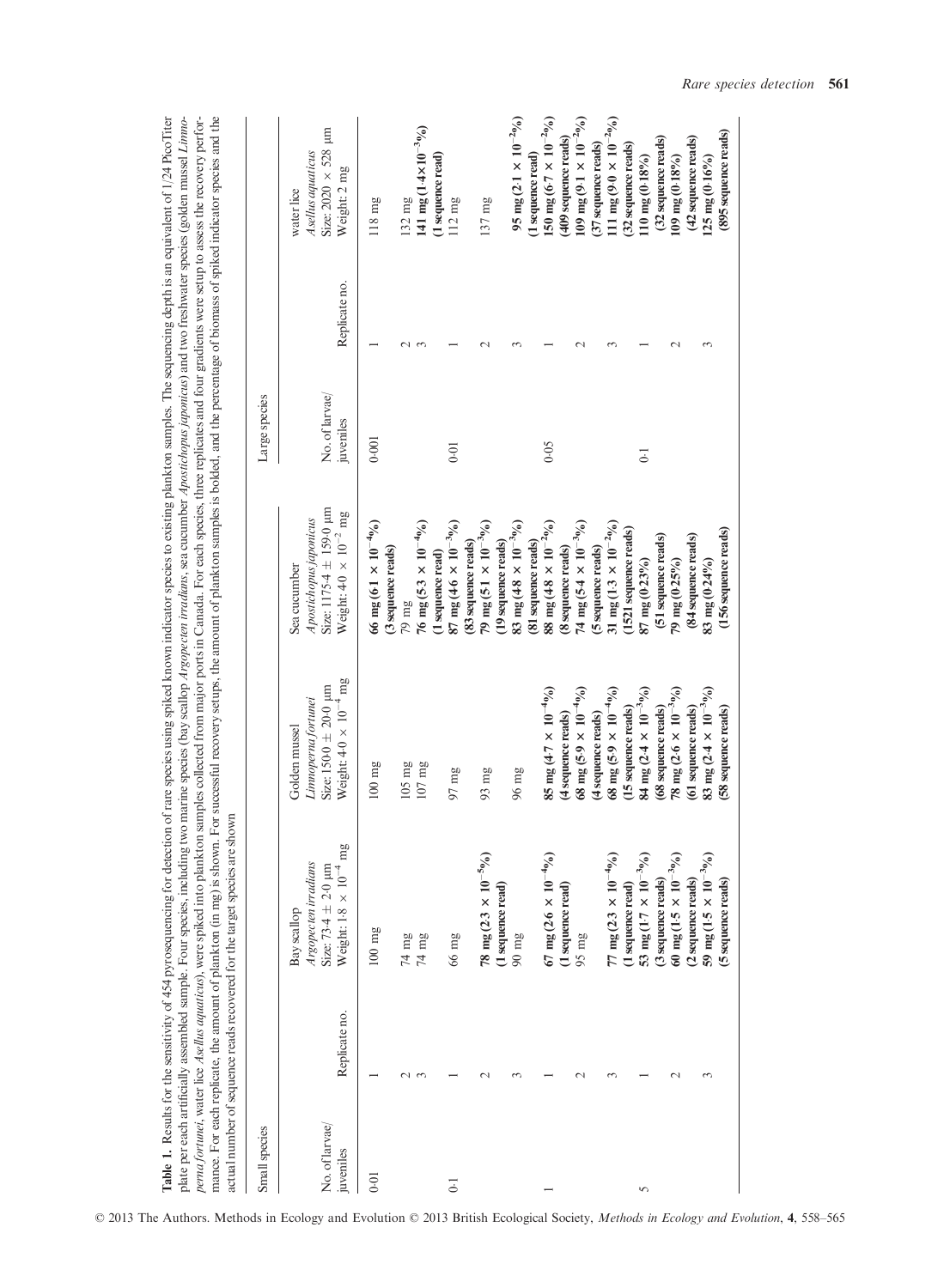**Table 1.** Results for the sensitivity of 454 pyrosequencing for detection of rare species using spiked known indicator species to existing plankton samples. The sequencing depth is an equivalent of 1/24 PicoTiter plate per each artificially assembled sample. Four species, including two marine species (bay scallop *Argopecten irradians*, sea cucumber *Apostichopus japonicus*) and two freshwater species (golden mussel *Limnoperna fortunei*, water lice *Asellus aquaticus*), were spiked into plankton samples collected from major ports in Canada. For each species, three replicates and four gradients were setup to assess the recovery performance. For each replicate, the amount of plankton (in mg) is shown. For successful recovery setups, the amount of plankton samples is bolded, and the percentage of biomass of spiked indicator species and the actual number of sequence reads recovered for the target species are shown

| Small species | | | | Large species | | | |
|---|---|---|---|---|---|---|---|
| No. of larvae/ juveniles | Replicate no. | Bay scallop *Argopecten irradians* Size: 73·4 ± 2·0 μm Weight: $1{\cdot}8 \times 10^{-4}$ mg | Golden mussel *Limnoperna fortunei* Size: 150·0 ± 20·0 μm Weight: $4{\cdot}0 \times 10^{-4}$ mg | Sea cucumber *Apostichopus japonicus* Size: 1175·4 ± 159·0 μm Weight: $4{\cdot}0 \times 10^{-2}$ mg | No. of larvae/ juveniles | Replicate no. | water lice *Asellus aquaticus* Size: 2020 × 528 μm Weight: 2 mg |
| 0·01 | 1 | 100 mg | 100 mg | **66 mg ($6{\cdot}1 \times 10^{-4}$%) (3 sequence reads)** | 0·001 | 1 | 118 mg |
| | 2 | 74 mg | 105 mg | 79 mg | | 2 | 132 mg |
| | 3 | 74 mg | 107 mg | **76 mg ($5{\cdot}3 \times 10^{-4}$%) (1 sequence read)** | | 3 | **141 mg ($1{\cdot}4 \times 10^{-3}$%) (1 sequence read)** |
| 0·1 | 1 | 66 mg | 97 mg | **87 mg ($4{\cdot}6 \times 10^{-3}$%) (83 sequence reads)** | 0·01 | 1 | 112 mg |
| | 2 | **78 mg ($2{\cdot}3 \times 10^{-5}$%) (1 sequence read)** | 93 mg | **79 mg ($5{\cdot}1 \times 10^{-3}$%) (19 sequence reads)** | | 2 | 137 mg |
| | 3 | 90 mg | 96 mg | **83 mg ($4{\cdot}8 \times 10^{-3}$%) (81 sequence reads)** | | 3 | **95 mg ($2{\cdot}1 \times 10^{-2}$%) (1 sequence read)** |
| 1 | 1 | **67 mg ($2{\cdot}6 \times 10^{-4}$%) (1 sequence read)** | **85 mg ($4{\cdot}7 \times 10^{-4}$%) (4 sequence reads)** | **88 mg ($4{\cdot}8 \times 10^{-2}$%) (8 sequence reads)** | 0·05 | 1 | **150 mg ($6{\cdot}7 \times 10^{-2}$%) (409 sequence reads)** |
| | 2 | 95 mg | **68 mg ($5{\cdot}9 \times 10^{-4}$%) (4 sequence reads)** | **74 mg ($5{\cdot}4 \times 10^{-3}$%) (5 sequence reads)** | | 2 | **109 mg ($9{\cdot}1 \times 10^{-2}$%) (37 sequence reads)** |
| | 3 | **77 mg ($2{\cdot}3 \times 10^{-4}$%) (1 sequence read)** | **68 mg ($5{\cdot}9 \times 10^{-4}$%) (15 sequence reads)** | **31 mg ($1{\cdot}3 \times 10^{-2}$%) (1521 sequence reads)** | | 3 | **111 mg ($9{\cdot}0 \times 10^{-2}$%) (32 sequence reads)** |
| 5 | 1 | **53 mg ($1{\cdot}7 \times 10^{-3}$%) (3 sequence reads)** | **84 mg ($2{\cdot}4 \times 10^{-3}$%) (68 sequence reads)** | **87 mg (0·23%) (51 sequence reads)** | 0·1 | 1 | **110 mg (0·18%) (32 sequence reads)** |
| | 2 | **60 mg ($1{\cdot}5 \times 10^{-3}$%) (2 sequence reads)** | **78 mg ($2{\cdot}6 \times 10^{-3}$%) (61 sequence reads)** | **79 mg (0·25%) (84 sequence reads)** | | 2 | **109 mg (0·18%) (42 sequence reads)** |
| | 3 | **59 mg ($1{\cdot}5 \times 10^{-3}$%) (5 sequence reads)** | **83 mg ($2{\cdot}4 \times 10^{-3}$%) (58 sequence reads)** | **83 mg (0·24%) (156 sequence reads)** | | 3 | **125 mg (0·16%) (895 sequence reads)** |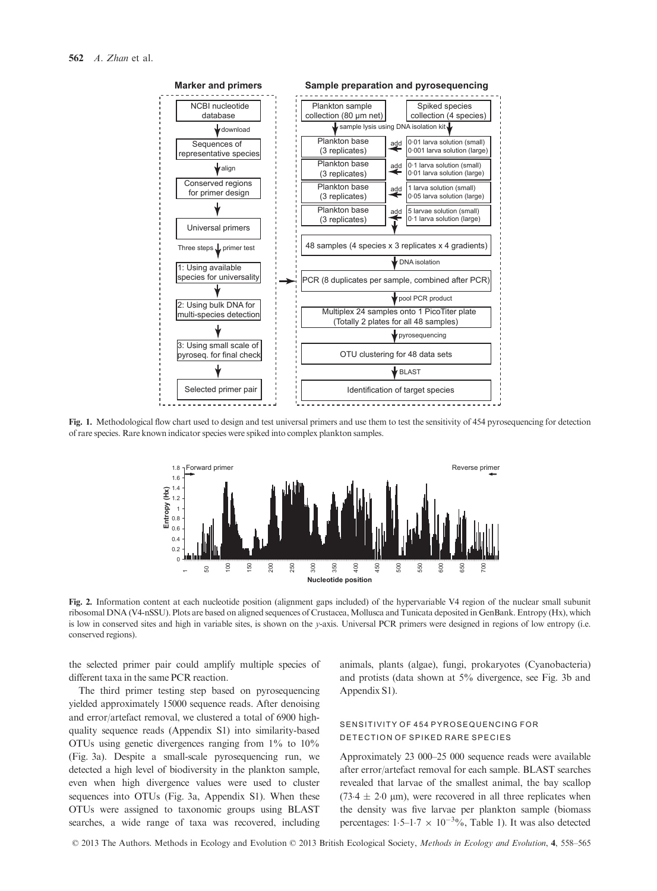Fig. 1. Methodological flow chart used to design and test universal primers and use them to test the sensitivity of 454 pyrosequencing for detection of rare species. Rare known indicator species were spiked into complex plankton samples.

Fig. 2. Information content at each nucleotide position (alignment gaps included) of the hypervariable V4 region of the nuclear small subunit ribosomal DNA (V4-nSSU). Plots are based on aligned sequences of Crustacea, Mollusca and Tunicata deposited in GenBank. Entropy (Hx), which is low in conserved sites and high in variable sites, is shown on the y-axis. Universal PCR primers were designed in regions of low entropy (i.e. conserved regions).

the selected primer pair could amplify multiple species of different taxa in the same PCR reaction.

The third primer testing step based on pyrosequencing yielded approximately 15000 sequence reads. After denoising and error/artefact removal, we clustered a total of 6900 high-quality sequence reads (Appendix S1) into similarity-based OTUs using genetic divergences ranging from 1% to 10% (Fig. 3a). Despite a small-scale pyrosequencing run, we detected a high level of biodiversity in the plankton sample, even when high divergence values were used to cluster sequences into OTUs (Fig. 3a, Appendix S1). When these OTUs were assigned to taxonomic groups using BLAST searches, a wide range of taxa was recovered, including animals, plants (algae), fungi, prokaryotes (Cyanobacteria) and protists (data shown at 5% divergence, see Fig. 3b and Appendix S1).

### SENSITIVITY OF 454 PYROSEQUENCING FOR DETECTION OF SPIKED RARE SPECIES

Approximately 23 000–25 000 sequence reads were available after error/artefact removal for each sample. BLAST searches revealed that larvae of the smallest animal, the bay scallop ($73{\cdot}4 \pm 2{\cdot}0$ μm), were recovered in all three replicates when the density was five larvae per plankton sample (biomass percentages: $1{\cdot}5$–$1{\cdot}7 \times 10^{-3}$%, Table 1). It was also detected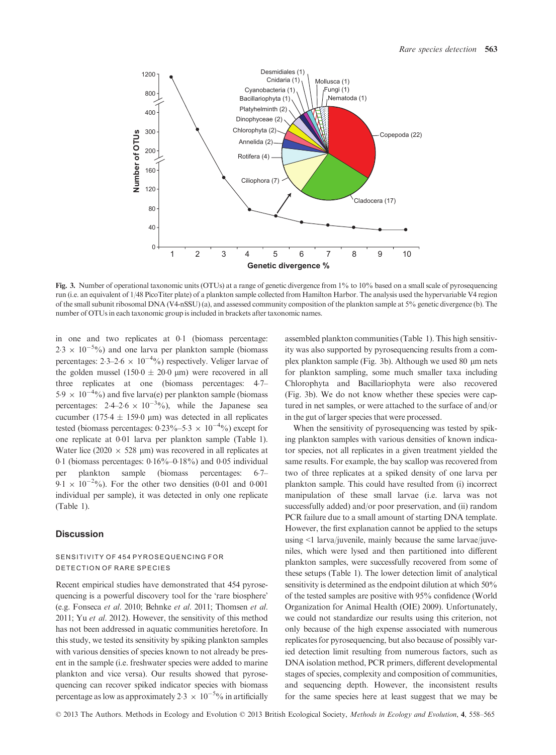Fig. 3. Number of operational taxonomic units (OTUs) at a range of genetic divergence from 1% to 10% based on a small scale of pyrosequencing run (i.e. an equivalent of 1/48 PicoTiter plate) of a plankton sample collected from Hamilton Harbor. The analysis used the hypervariable V4 region of the small subunit ribosomal DNA (V4-nSSU) (a), and assessed community composition of the plankton sample at 5% genetic divergence (b). The number of OTUs in each taxonomic group is included in brackets after taxonomic names.

in one and two replicates at 0·1 (biomass percentage: $2{\cdot}3 \times 10^{-5}$%) and one larva per plankton sample (biomass percentages: $2{\cdot}3$–$2{\cdot}6 \times 10^{-4}$%) respectively. Veliger larvae of the golden mussel (150·0 ± 20·0 μm) were recovered in all three replicates at one (biomass percentages: $4{\cdot}7$–$5{\cdot}9 \times 10^{-4}$%) and five larva(e) per plankton sample (biomass percentages: $2{\cdot}4$–$2{\cdot}6 \times 10^{-3}$%), while the Japanese sea cucumber (175·4 ± 159·0 μm) was detected in all replicates tested (biomass percentages: 0·23%–$5{\cdot}3 \times 10^{-4}$%) except for one replicate at 0·01 larva per plankton sample (Table 1). Water lice (2020 × 528 μm) was recovered in all replicates at 0·1 (biomass percentages: 0·16%–0·18%) and 0·05 individual per plankton sample (biomass percentages: $6{\cdot}7$–$9{\cdot}1 \times 10^{-2}$%). For the other two densities (0·01 and 0·001 individual per sample), it was detected in only one replicate (Table 1).

## Discussion

### SENSITIVITY OF 454 PYROSEQUENCING FOR DETECTION OF RARE SPECIES

Recent empirical studies have demonstrated that 454 pyrosequencing is a powerful discovery tool for the 'rare biosphere' (e.g. Fonseca *et al*. 2010; Behnke *et al*. 2011; Thomsen *et al*. 2011; Yu *et al*. 2012). However, the sensitivity of this method has not been addressed in aquatic communities heretofore. In this study, we tested its sensitivity by spiking plankton samples with various densities of species known to not already be present in the sample (i.e. freshwater species were added to marine plankton and vice versa). Our results showed that pyrosequencing can recover spiked indicator species with biomass percentage as low as approximately $2{\cdot}3 \times 10^{-5}$% in artificially assembled plankton communities (Table 1). This high sensitivity was also supported by pyrosequencing results from a complex plankton sample (Fig. 3b). Although we used 80 μm nets for plankton sampling, some much smaller taxa including Chlorophyta and Bacillariophyta were also recovered (Fig. 3b). We do not know whether these species were captured in net samples, or were attached to the surface of and/or in the gut of larger species that were processed.

When the sensitivity of pyrosequencing was tested by spiking plankton samples with various densities of known indicator species, not all replicates in a given treatment yielded the same results. For example, the bay scallop was recovered from two of three replicates at a spiked density of one larva per plankton sample. This could have resulted from (i) incorrect manipulation of these small larvae (i.e. larva was not successfully added) and/or poor preservation, and (ii) random PCR failure due to a small amount of starting DNA template. However, the first explanation cannot be applied to the setups using <1 larva/juvenile, mainly because the same larvae/juveniles, which were lysed and then partitioned into different plankton samples, were successfully recovered from some of these setups (Table 1). The lower detection limit of analytical sensitivity is determined as the endpoint dilution at which 50% of the tested samples are positive with 95% confidence (World Organization for Animal Health (OIE) 2009). Unfortunately, we could not standardize our results using this criterion, not only because of the high expense associated with numerous replicates for pyrosequencing, but also because of possibly varied detection limit resulting from numerous factors, such as DNA isolation method, PCR primers, different developmental stages of species, complexity and composition of communities, and sequencing depth. However, the inconsistent results for the same species here at least suggest that we may be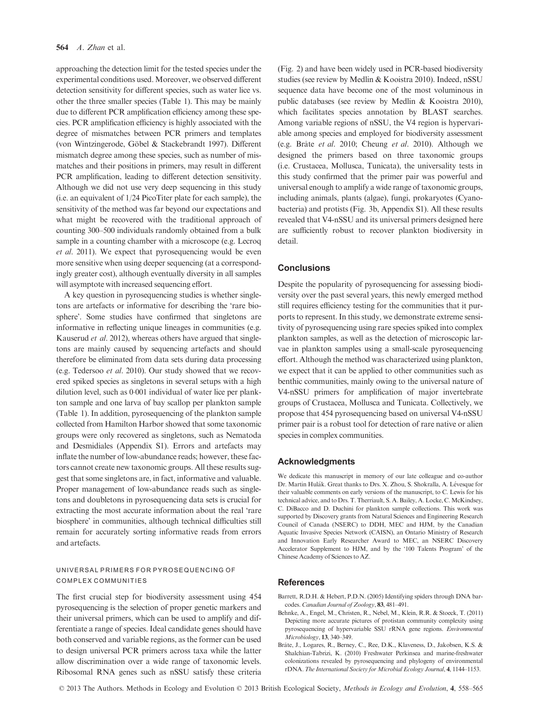approaching the detection limit for the tested species under the experimental conditions used. Moreover, we observed different detection sensitivity for different species, such as water lice vs. other the three smaller species (Table 1). This may be mainly due to different PCR amplification efficiency among these species. PCR amplification efficiency is highly associated with the degree of mismatches between PCR primers and templates (von Wintzingerode, Göbel & Stackebrandt 1997). Different mismatch degree among these species, such as number of mismatches and their positions in primers, may result in different PCR amplification, leading to different detection sensitivity. Although we did not use very deep sequencing in this study (i.e. an equivalent of 1/24 PicoTiter plate for each sample), the sensitivity of the method was far beyond our expectations and what might be recovered with the traditional approach of counting 300–500 individuals randomly obtained from a bulk sample in a counting chamber with a microscope (e.g. Lecroq *et al*. 2011). We expect that pyrosequencing would be even more sensitive when using deeper sequencing (at a correspondingly greater cost), although eventually diversity in all samples will asymptote with increased sequencing effort.

A key question in pyrosequencing studies is whether singletons are artefacts or informative for describing the 'rare biosphere'. Some studies have confirmed that singletons are informative in reflecting unique lineages in communities (e.g. Kauserud *et al*. 2012), whereas others have argued that singletons are mainly caused by sequencing artefacts and should therefore be eliminated from data sets during data processing (e.g. Tedersoo *et al*. 2010). Our study showed that we recovered spiked species as singletons in several setups with a high dilution level, such as 0·001 individual of water lice per plankton sample and one larva of bay scallop per plankton sample (Table 1). In addition, pyrosequencing of the plankton sample collected from Hamilton Harbor showed that some taxonomic groups were only recovered as singletons, such as Nematoda and Desmidiales (Appendix S1). Errors and artefacts may inflate the number of low-abundance reads; however, these factors cannot create new taxonomic groups. All these results suggest that some singletons are, in fact, informative and valuable. Proper management of low-abundance reads such as singletons and doubletons in pyrosequencing data sets is crucial for extracting the most accurate information about the real 'rare biosphere' in communities, although technical difficulties still remain for accurately sorting informative reads from errors and artefacts.

### UNIVERSAL PRIMERS FOR PYROSEQUENCING OF COMPLEX COMMUNITIES

The first crucial step for biodiversity assessment using 454 pyrosequencing is the selection of proper genetic markers and their universal primers, which can be used to amplify and differentiate a range of species. Ideal candidate genes should have both conserved and variable regions, as the former can be used to design universal PCR primers across taxa while the latter allow discrimination over a wide range of taxonomic levels. Ribosomal RNA genes such as nSSU satisfy these criteria (Fig. 2) and have been widely used in PCR-based biodiversity studies (see review by Medlin & Kooistra 2010). Indeed, nSSU sequence data have become one of the most voluminous in public databases (see review by Medlin & Kooistra 2010), which facilitates species annotation by BLAST searches. Among variable regions of nSSU, the V4 region is hypervariable among species and employed for biodiversity assessment (e.g. Bråte *et al*. 2010; Cheung *et al*. 2010). Although we designed the primers based on three taxonomic groups (i.e. Crustacea, Mollusca, Tunicata), the universality tests in this study confirmed that the primer pair was powerful and universal enough to amplify a wide range of taxonomic groups, including animals, plants (algae), fungi, prokaryotes (Cyanobacteria) and protists (Fig. 3b, Appendix S1). All these results revealed that V4-nSSU and its universal primers designed here are sufficiently robust to recover plankton biodiversity in detail.

## Conclusions

Despite the popularity of pyrosequencing for assessing biodiversity over the past several years, this newly emerged method still requires efficiency testing for the communities that it purports to represent. In this study, we demonstrate extreme sensitivity of pyrosequencing using rare species spiked into complex plankton samples, as well as the detection of microscopic larvae in plankton samples using a small-scale pyrosequencing effort. Although the method was characterized using plankton, we expect that it can be applied to other communities such as benthic communities, mainly owing to the universal nature of V4-nSSU primers for amplification of major invertebrate groups of Crustacea, Mollusca and Tunicata. Collectively, we propose that 454 pyrosequencing based on universal V4-nSSU primer pair is a robust tool for detection of rare native or alien species in complex communities.

## Acknowledgments

We dedicate this manuscript in memory of our late colleague and co-author Dr. Martin Hulák. Great thanks to Drs. X. Zhou, S. Shokralla, A. Lévesque for their valuable comments on early versions of the manuscript, to C. Lewis for his technical advice, and to Drs. T. Therriault, S. A. Bailey, A. Locke, C. McKindsey, C. DiBacco and D. Duchini for plankton sample collections. This work was supported by Discovery grants from Natural Sciences and Engineering Research Council of Canada (NSERC) to DDH, MEC and HJM, by the Canadian Aquatic Invasive Species Network (CAISN), an Ontario Ministry of Research and Innovation Early Researcher Award to MEC, an NSERC Discovery Accelerator Supplement to HJM, and by the '100 Talents Program' of the Chinese Academy of Sciences to AZ.

## References

Barrett, R.D.H. & Hebert, P.D.N. (2005) Identifying spiders through DNA barcodes. *Canadian Journal of Zoology*, **83**, 481–491.

Behnke, A., Engel, M., Christen, R., Nebel, M., Klein, R.R. & Stoeck, T. (2011) Depicting more accurate pictures of protistan community complexity using pyrosequencing of hypervariable SSU rRNA gene regions. *Environmental Microbiology*, **13**, 340–349.

Bråte, J., Logares, R., Berney, C., Ree, D.K., Klaveness, D., Jakobsen, K.S. & Shalchian-Tabrizi, K. (2010) Freshwater Perkinsea and marine-freshwater colonizations revealed by pyrosequencing and phylogeny of environmental rDNA. *The International Society for Microbial Ecology Journal*, **4**, 1144–1153.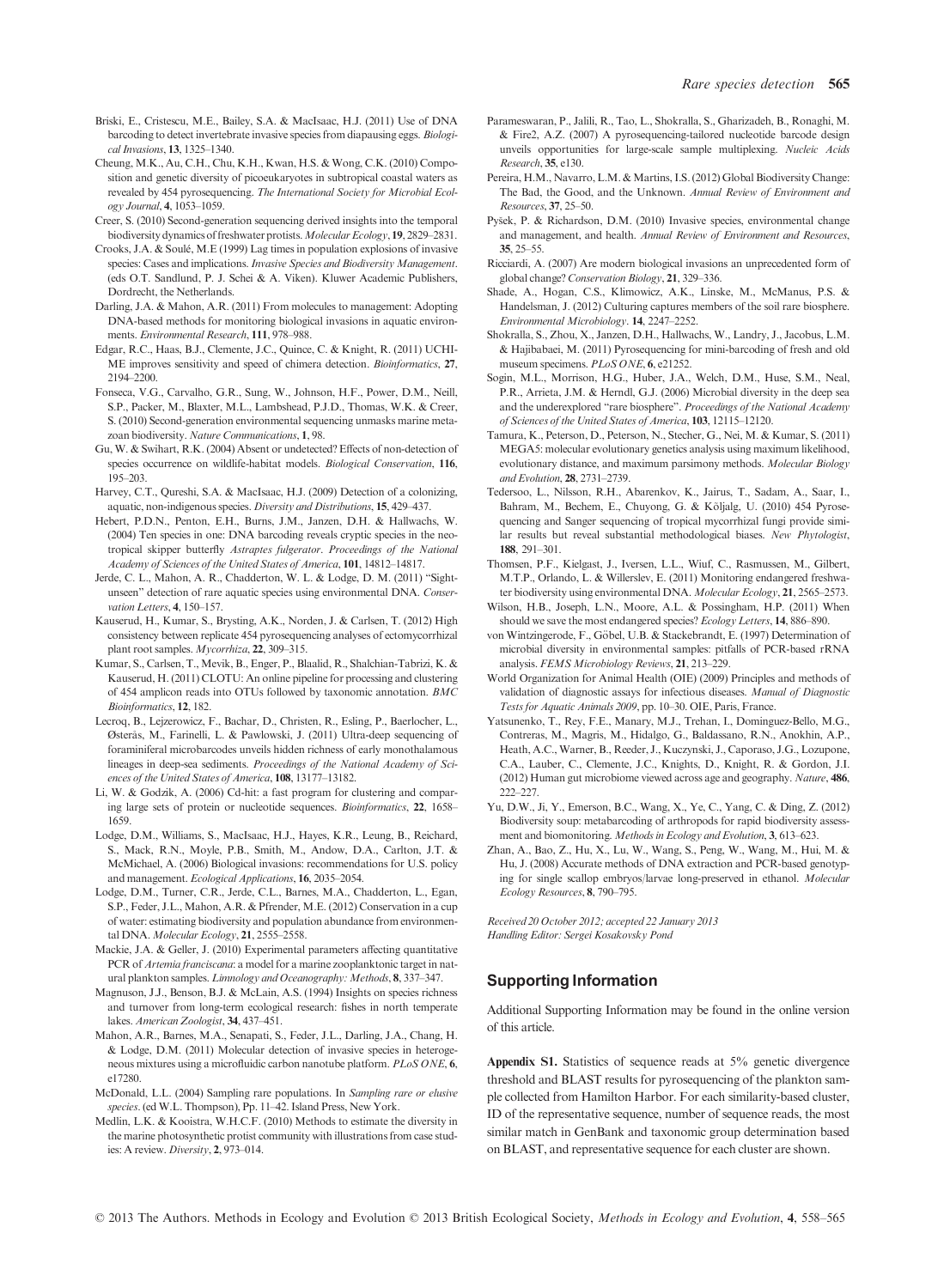Briski, E., Cristescu, M.E., Bailey, S.A. & MacIsaac, H.J. (2011) Use of DNA barcoding to detect invertebrate invasive species from diapausing eggs. *Biological Invasions*, **13**, 1325–1340.

Cheung, M.K., Au, C.H., Chu, K.H., Kwan, H.S. & Wong, C.K. (2010) Composition and genetic diversity of picoeukaryotes in subtropical coastal waters as revealed by 454 pyrosequencing. *The International Society for Microbial Ecology Journal*, **4**, 1053–1059.

Creer, S. (2010) Second-generation sequencing derived insights into the temporal biodiversity dynamics of freshwater protists. *Molecular Ecology*, **19**, 2829–2831.

Crooks, J.A. & Soulé, M.E (1999) Lag times in population explosions of invasive species: Cases and implications. *Invasive Species and Biodiversity Management*. (eds O.T. Sandlund, P. J. Schei & A. Viken). Kluwer Academic Publishers, Dordrecht, the Netherlands.

Darling, J.A. & Mahon, A.R. (2011) From molecules to management: Adopting DNA-based methods for monitoring biological invasions in aquatic environments. *Environmental Research*, **111**, 978–988.

Edgar, R.C., Haas, B.J., Clemente, J.C., Quince, C. & Knight, R. (2011) UCHIME improves sensitivity and speed of chimera detection. *Bioinformatics*, **27**, 2194–2200.

Fonseca, V.G., Carvalho, G.R., Sung, W., Johnson, H.F., Power, D.M., Neill, S.P., Packer, M., Blaxter, M.L., Lambshead, P.J.D., Thomas, W.K. & Creer, S. (2010) Second-generation environmental sequencing unmasks marine metazoan biodiversity. *Nature Communications*, **1**, 98.

Gu, W. & Swihart, R.K. (2004) Absent or undetected? Effects of non-detection of species occurrence on wildlife-habitat models. *Biological Conservation*, **116**, 195–203.

Harvey, C.T., Qureshi, S.A. & MacIsaac, H.J. (2009) Detection of a colonizing, aquatic, non-indigenous species. *Diversity and Distributions*, **15**, 429–437.

Hebert, P.D.N., Penton, E.H., Burns, J.M., Janzen, D.H. & Hallwachs, W. (2004) Ten species in one: DNA barcoding reveals cryptic species in the neotropical skipper butterfly *Astraptes fulgerator*. *Proceedings of the National Academy of Sciences of the United States of America*, **101**, 14812–14817.

Jerde, C. L., Mahon, A. R., Chadderton, W. L. & Lodge, D. M. (2011) "Sight-unseen" detection of rare aquatic species using environmental DNA. *Conservation Letters*, **4**, 150–157.

Kauserud, H., Kumar, S., Brysting, A.K., Norden, J. & Carlsen, T. (2012) High consistency between replicate 454 pyrosequencing analyses of ectomycorrhizal plant root samples. *Mycorrhiza*, **22**, 309–315.

Kumar, S., Carlsen, T., Mevik, B., Enger, P., Blaalid, R., Shalchian-Tabrizi, K. & Kauserud, H. (2011) CLOTU: An online pipeline for processing and clustering of 454 amplicon reads into OTUs followed by taxonomic annotation. *BMC Bioinformatics*, **12**, 182.

Lecroq, B., Lejzerowicz, F., Bachar, D., Christen, R., Esling, P., Baerlocher, L., Østerås, M., Farinelli, L. & Pawlowski, J. (2011) Ultra-deep sequencing of foraminiferal microbarcodes unveils hidden richness of early monothalamous lineages in deep-sea sediments. *Proceedings of the National Academy of Sciences of the United States of America*, **108**, 13177–13182.

Li, W. & Godzik, A. (2006) Cd-hit: a fast program for clustering and comparing large sets of protein or nucleotide sequences. *Bioinformatics*, **22**, 1658–1659.

Lodge, D.M., Williams, S., MacIsaac, H.J., Hayes, K.R., Leung, B., Reichard, S., Mack, R.N., Moyle, P.B., Smith, M., Andow, D.A., Carlton, J.T. & McMichael, A. (2006) Biological invasions: recommendations for U.S. policy and management. *Ecological Applications*, **16**, 2035–2054.

Lodge, D.M., Turner, C.R., Jerde, C.L., Barnes, M.A., Chadderton, L., Egan, S.P., Feder, J.L., Mahon, A.R. & Pfrender, M.E. (2012) Conservation in a cup of water: estimating biodiversity and population abundance from environmental DNA. *Molecular Ecology*, **21**, 2555–2558.

Mackie, J.A. & Geller, J. (2010) Experimental parameters affecting quantitative PCR of *Artemia franciscana*: a model for a marine zooplanktonic target in natural plankton samples. *Limnology and Oceanography: Methods*, **8**, 337–347.

Magnuson, J.J., Benson, B.J. & McLain, A.S. (1994) Insights on species richness and turnover from long-term ecological research: fishes in north temperate lakes. *American Zoologist*, **34**, 437–451.

Mahon, A.R., Barnes, M.A., Senapati, S., Feder, J.L., Darling, J.A., Chang, H. & Lodge, D.M. (2011) Molecular detection of invasive species in heterogeneous mixtures using a microfluidic carbon nanotube platform. *PLoS ONE*, **6**, e17280.

McDonald, L.L. (2004) Sampling rare populations. In *Sampling rare or elusive species*. (ed W.L. Thompson), Pp. 11–42. Island Press, New York.

Medlin, L.K. & Kooistra, W.H.C.F. (2010) Methods to estimate the diversity in the marine photosynthetic protist community with illustrations from case studies: A review. *Diversity*, **2**, 973–014.

Parameswaran, P., Jalili, R., Tao, L., Shokralla, S., Gharizadeh, B., Ronaghi, M. & Fire2, A.Z. (2007) A pyrosequencing-tailored nucleotide barcode design unveils opportunities for large-scale sample multiplexing. *Nucleic Acids Research*, **35**, e130.

Pereira, H.M., Navarro, L.M. & Martins, I.S. (2012) Global Biodiversity Change: The Bad, the Good, and the Unknown. *Annual Review of Environment and Resources*, **37**, 25–50.

Pyšek, P. & Richardson, D.M. (2010) Invasive species, environmental change and management, and health. *Annual Review of Environment and Resources*, **35**, 25–55.

Ricciardi, A. (2007) Are modern biological invasions an unprecedented form of global change? *Conservation Biology*, **21**, 329–336.

Shade, A., Hogan, C.S., Klimowicz, A.K., Linske, M., McManus, P.S. & Handelsman, J. (2012) Culturing captures members of the soil rare biosphere. *Environmental Microbiology*. **14**, 2247–2252.

Shokralla, S., Zhou, X., Janzen, D.H., Hallwachs, W., Landry, J., Jacobus, L.M. & Hajibabaei, M. (2011) Pyrosequencing for mini-barcoding of fresh and old museum specimens. *PLoS ONE*, **6**, e21252.

Sogin, M.L., Morrison, H.G., Huber, J.A., Welch, D.M., Huse, S.M., Neal, P.R., Arrieta, J.M. & Herndl, G.J. (2006) Microbial diversity in the deep sea and the underexplored "rare biosphere". *Proceedings of the National Academy of Sciences of the United States of America*, **103**, 12115–12120.

Tamura, K., Peterson, D., Peterson, N., Stecher, G., Nei, M. & Kumar, S. (2011) MEGA5: molecular evolutionary genetics analysis using maximum likelihood, evolutionary distance, and maximum parsimony methods. *Molecular Biology and Evolution*, **28**, 2731–2739.

Tedersoo, L., Nilsson, R.H., Abarenkov, K., Jairus, T., Sadam, A., Saar, I., Bahram, M., Bechem, E., Chuyong, G. & Kõljalg, U. (2010) 454 Pyrosequencing and Sanger sequencing of tropical mycorrhizal fungi provide similar results but reveal substantial methodological biases. *New Phytologist*, **188**, 291–301.

Thomsen, P.F., Kielgast, J., Iversen, L.L., Wiuf, C., Rasmussen, M., Gilbert, M.T.P., Orlando, L. & Willerslev, E. (2011) Monitoring endangered freshwater biodiversity using environmental DNA. *Molecular Ecology*, **21**, 2565–2573.

Wilson, H.B., Joseph, L.N., Moore, A.L. & Possingham, H.P. (2011) When should we save the most endangered species? *Ecology Letters*, **14**, 886–890.

von Wintzingerode, F., Göbel, U.B. & Stackebrandt, E. (1997) Determination of microbial diversity in environmental samples: pitfalls of PCR-based rRNA analysis. *FEMS Microbiology Reviews*, **21**, 213–229.

World Organization for Animal Health (OIE) (2009) Principles and methods of validation of diagnostic assays for infectious diseases. *Manual of Diagnostic Tests for Aquatic Animals 2009*, pp. 10–30. OIE, Paris, France.

Yatsunenko, T., Rey, F.E., Manary, M.J., Trehan, I., Dominguez-Bello, M.G., Contreras, M., Magris, M., Hidalgo, G., Baldassano, R.N., Anokhin, A.P., Heath, A.C., Warner, B., Reeder, J., Kuczynski, J., Caporaso, J.G., Lozupone, C.A., Lauber, C., Clemente, J.C., Knights, D., Knight, R. & Gordon, J.I. (2012) Human gut microbiome viewed across age and geography. *Nature*, **486**, 222–227.

Yu, D.W., Ji, Y., Emerson, B.C., Wang, X., Ye, C., Yang, C. & Ding, Z. (2012) Biodiversity soup: metabarcoding of arthropods for rapid biodiversity assessment and biomonitoring. *Methods in Ecology and Evolution*, **3**, 613–623.

Zhan, A., Bao, Z., Hu, X., Lu, W., Wang, S., Peng, W., Wang, M., Hui, M. & Hu, J. (2008) Accurate methods of DNA extraction and PCR-based genotyping for single scallop embryos/larvae long-preserved in ethanol. *Molecular Ecology Resources*, **8**, 790–795.

*Received 20 October 2012; accepted 22 January 2013*
*Handling Editor: Sergei Kosakovsky Pond*

## Supporting Information

Additional Supporting Information may be found in the online version of this article.

**Appendix S1.** Statistics of sequence reads at 5% genetic divergence threshold and BLAST results for pyrosequencing of the plankton sample collected from Hamilton Harbor. For each similarity-based cluster, ID of the representative sequence, number of sequence reads, the most similar match in GenBank and taxonomic group determination based on BLAST, and representative sequence for each cluster are shown.